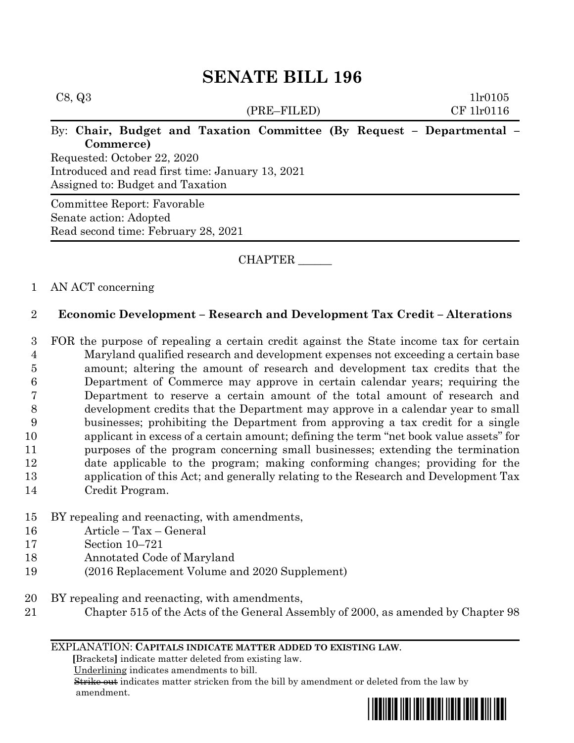# SENATE BILL 196

C8, Q3 1lr0105

(PRE–FILED) CF 1lr0116

By: **Chair, Budget and Taxation Committee (By Request – Departmental – Commerce)**

Requested: October 22, 2020

Introduced and read first time: January 13, 2021

Assigned to: Budget and Taxation

Committee Report: Favorable

Senate action: Adopted

Read second time: February 28, 2021

CHAPTER ______

1 AN ACT concerning

2 **Economic Development – Research and Development Tax Credit – Alterations**

3 FOR the purpose of repealing a certain credit against the State income tax for certain
4 Maryland qualified research and development expenses not exceeding a certain base
5 amount; altering the amount of research and development tax credits that the
6 Department of Commerce may approve in certain calendar years; requiring the
7 Department to reserve a certain amount of the total amount of research and
8 development credits that the Department may approve in a calendar year to small
9 businesses; prohibiting the Department from approving a tax credit for a single
10 applicant in excess of a certain amount; defining the term "net book value assets" for
11 purposes of the program concerning small businesses; extending the termination
12 date applicable to the program; making conforming changes; providing for the
13 application of this Act; and generally relating to the Research and Development Tax
14 Credit Program.

15 BY repealing and reenacting, with amendments,
16 Article – Tax – General
17 Section 10–721
18 Annotated Code of Maryland
19 (2016 Replacement Volume and 2020 Supplement)

20 BY repealing and reenacting, with amendments,
21 Chapter 515 of the Acts of the General Assembly of 2000, as amended by Chapter 98

EXPLANATION: **CAPITALS INDICATE MATTER ADDED TO EXISTING LAW.**
**[**Brackets**]** indicate matter deleted from existing law.
Underlining indicates amendments to bill.
~~Strike out~~ indicates matter stricken from the bill by amendment or deleted from the law by amendment.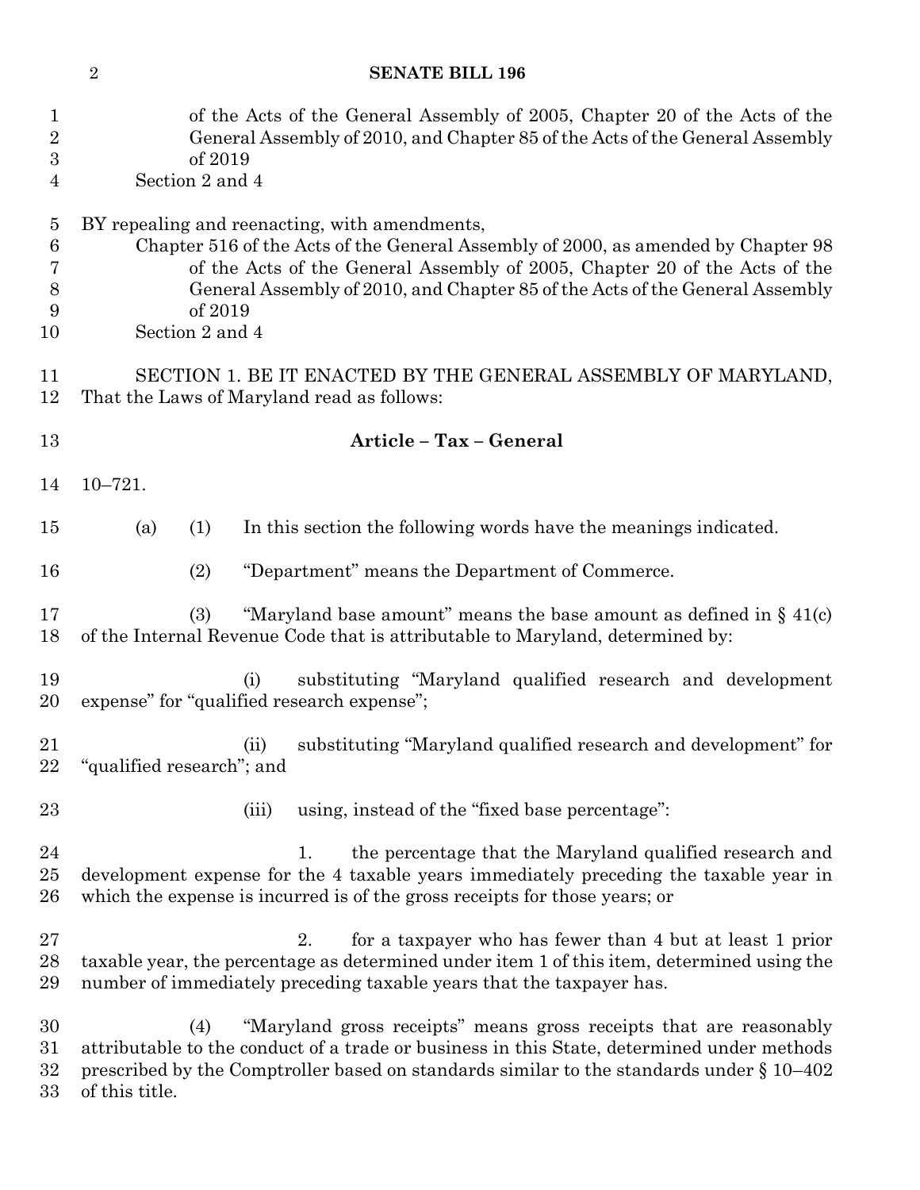of the Acts of the General Assembly of 2005, Chapter 20 of the Acts of the General Assembly of 2010, and Chapter 85 of the Acts of the General Assembly of 2019
Section 2 and 4

BY repealing and reenacting, with amendments,
Chapter 516 of the Acts of the General Assembly of 2000, as amended by Chapter 98 of the Acts of the General Assembly of 2005, Chapter 20 of the Acts of the General Assembly of 2010, and Chapter 85 of the Acts of the General Assembly of 2019
Section 2 and 4

SECTION 1. BE IT ENACTED BY THE GENERAL ASSEMBLY OF MARYLAND, That the Laws of Maryland read as follows:

**Article – Tax – General**

10–721.

(a) (1) In this section the following words have the meanings indicated.

(2) "Department" means the Department of Commerce.

(3) "Maryland base amount" means the base amount as defined in § 41(c) of the Internal Revenue Code that is attributable to Maryland, determined by:

(i) substituting "Maryland qualified research and development expense" for "qualified research expense";

(ii) substituting "Maryland qualified research and development" for "qualified research"; and

(iii) using, instead of the "fixed base percentage":

1. the percentage that the Maryland qualified research and development expense for the 4 taxable years immediately preceding the taxable year in which the expense is incurred is of the gross receipts for those years; or

2. for a taxpayer who has fewer than 4 but at least 1 prior taxable year, the percentage as determined under item 1 of this item, determined using the number of immediately preceding taxable years that the taxpayer has.

(4) "Maryland gross receipts" means gross receipts that are reasonably attributable to the conduct of a trade or business in this State, determined under methods prescribed by the Comptroller based on standards similar to the standards under § 10–402 of this title.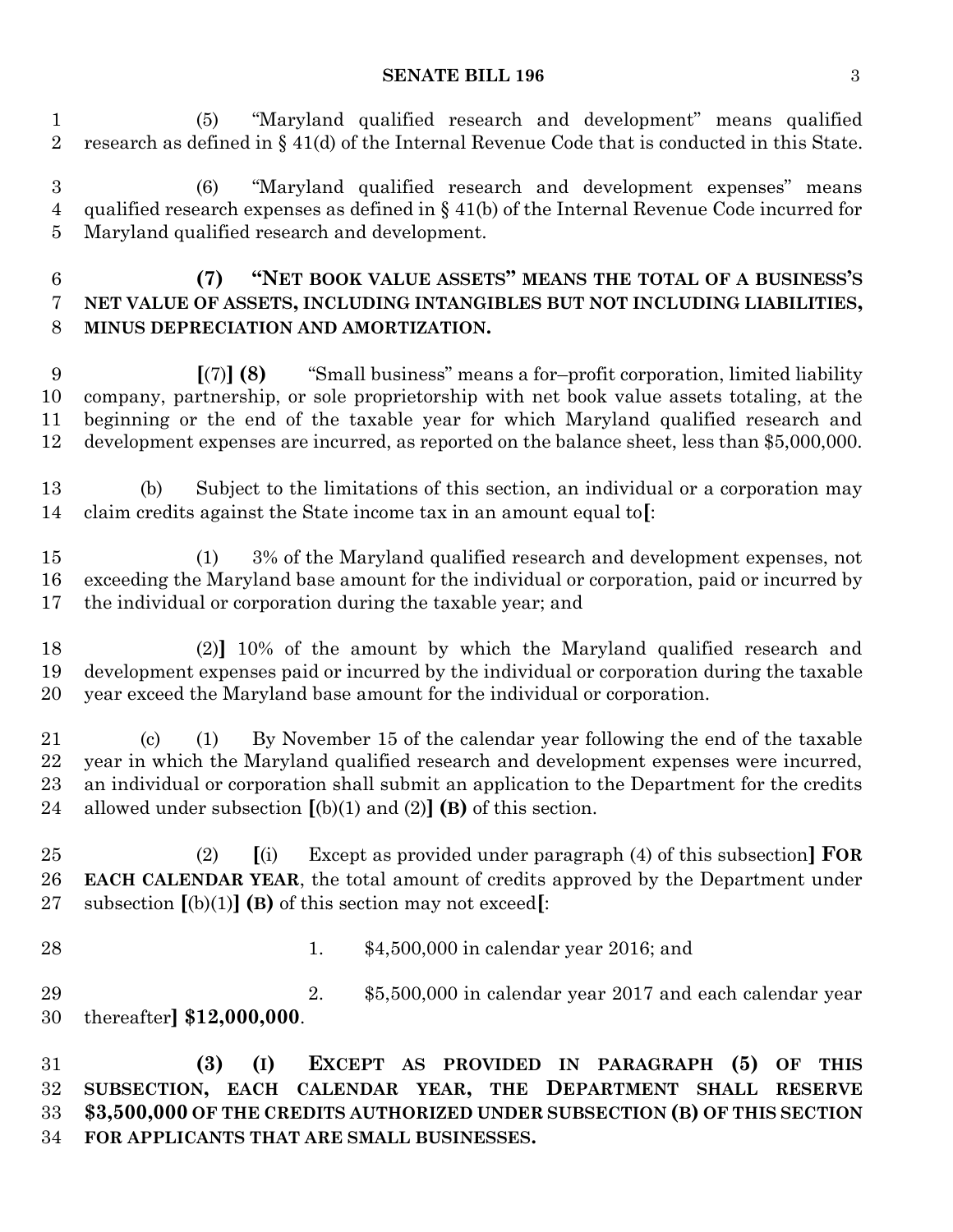(5) "Maryland qualified research and development" means qualified research as defined in § 41(d) of the Internal Revenue Code that is conducted in this State.

(6) "Maryland qualified research and development expenses" means qualified research expenses as defined in § 41(b) of the Internal Revenue Code incurred for Maryland qualified research and development.

**(7) "NET BOOK VALUE ASSETS" MEANS THE TOTAL OF A BUSINESS'S NET VALUE OF ASSETS, INCLUDING INTANGIBLES BUT NOT INCLUDING LIABILITIES, MINUS DEPRECIATION AND AMORTIZATION.**

**[**(7)**] (8)** "Small business" means a for–profit corporation, limited liability company, partnership, or sole proprietorship with net book value assets totaling, at the beginning or the end of the taxable year for which Maryland qualified research and development expenses are incurred, as reported on the balance sheet, less than $5,000,000.

(b) Subject to the limitations of this section, an individual or a corporation may claim credits against the State income tax in an amount equal to**[**:

(1) 3% of the Maryland qualified research and development expenses, not exceeding the Maryland base amount for the individual or corporation, paid or incurred by the individual or corporation during the taxable year; and

(2)**]** 10% of the amount by which the Maryland qualified research and development expenses paid or incurred by the individual or corporation during the taxable year exceed the Maryland base amount for the individual or corporation.

(c) (1) By November 15 of the calendar year following the end of the taxable year in which the Maryland qualified research and development expenses were incurred, an individual or corporation shall submit an application to the Department for the credits allowed under subsection **[**(b)(1) and (2)**] (B)** of this section.

(2) **[**(i) Except as provided under paragraph (4) of this subsection**] FOR EACH CALENDAR YEAR**, the total amount of credits approved by the Department under subsection **[**(b)(1)**] (B)** of this section may not exceed**[**:

1. $4,500,000 in calendar year 2016; and

2. $5,500,000 in calendar year 2017 and each calendar year thereafter**] $12,000,000**.

**(3) (I) EXCEPT AS PROVIDED IN PARAGRAPH (5) OF THIS SUBSECTION, EACH CALENDAR YEAR, THE DEPARTMENT SHALL RESERVE $3,500,000 OF THE CREDITS AUTHORIZED UNDER SUBSECTION (B) OF THIS SECTION FOR APPLICANTS THAT ARE SMALL BUSINESSES.**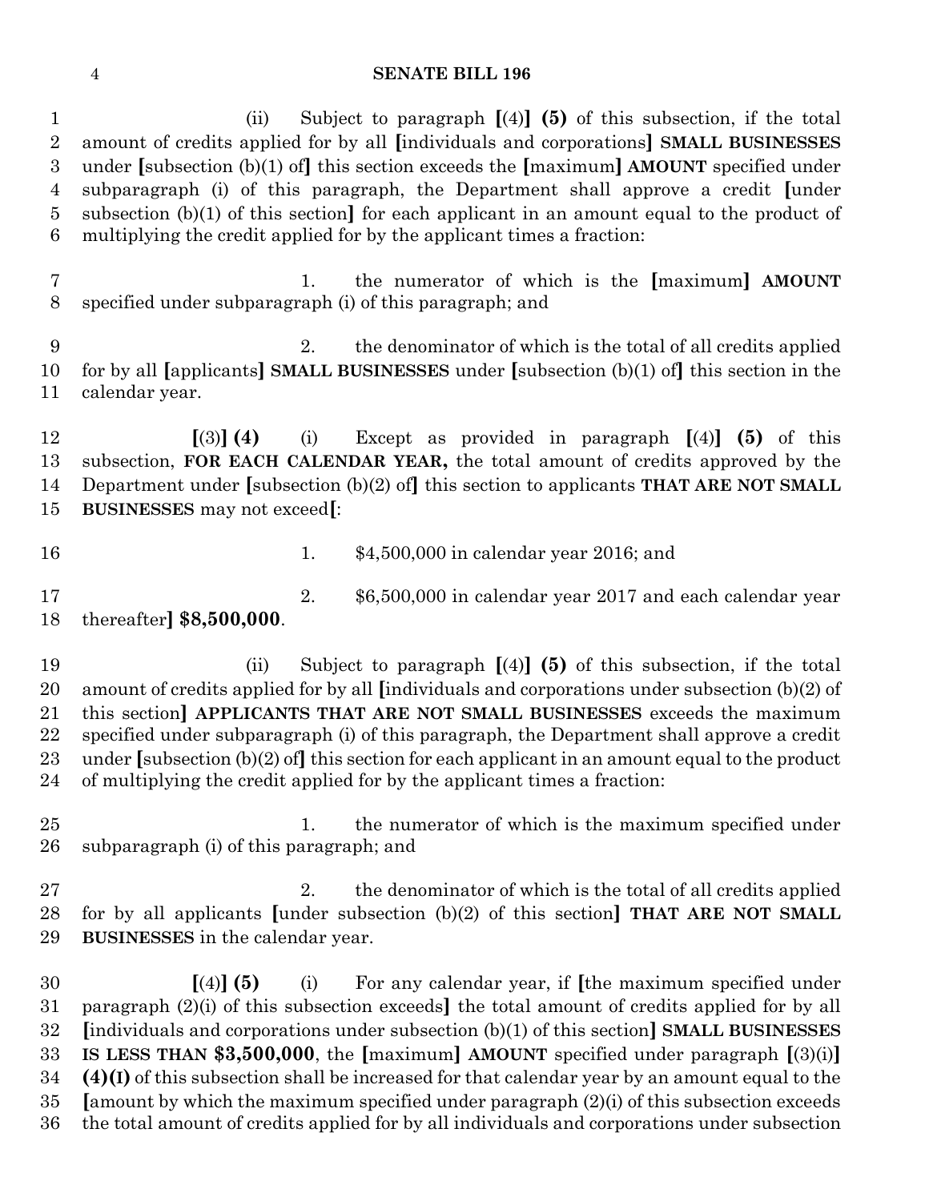(ii) Subject to paragraph [(4)] **(5)** of this subsection, if the total amount of credits applied for by all [individuals and corporations] **SMALL BUSINESSES** under [subsection (b)(1) of] this section exceeds the [maximum] **AMOUNT** specified under subparagraph (i) of this paragraph, the Department shall approve a credit [under subsection (b)(1) of this section] for each applicant in an amount equal to the product of multiplying the credit applied for by the applicant times a fraction:

1. the numerator of which is the [maximum] **AMOUNT** specified under subparagraph (i) of this paragraph; and

2. the denominator of which is the total of all credits applied for by all [applicants] **SMALL BUSINESSES** under [subsection (b)(1) of] this section in the calendar year.

[(3)] **(4)** (i) Except as provided in paragraph [(4)] **(5)** of this subsection, **FOR EACH CALENDAR YEAR,** the total amount of credits approved by the Department under [subsection (b)(2) of] this section to applicants **THAT ARE NOT SMALL BUSINESSES** may not exceed[:

1. $4,500,000 in calendar year 2016; and

2. $6,500,000 in calendar year 2017 and each calendar year thereafter] **$8,500,000**.

(ii) Subject to paragraph [(4)] **(5)** of this subsection, if the total amount of credits applied for by all [individuals and corporations under subsection (b)(2) of this section] **APPLICANTS THAT ARE NOT SMALL BUSINESSES** exceeds the maximum specified under subparagraph (i) of this paragraph, the Department shall approve a credit under [subsection (b)(2) of] this section for each applicant in an amount equal to the product of multiplying the credit applied for by the applicant times a fraction:

1. the numerator of which is the maximum specified under subparagraph (i) of this paragraph; and

2. the denominator of which is the total of all credits applied for by all applicants [under subsection (b)(2) of this section] **THAT ARE NOT SMALL BUSINESSES** in the calendar year.

[(4)] **(5)** (i) For any calendar year, if [the maximum specified under paragraph (2)(i) of this subsection exceeds] the total amount of credits applied for by all [individuals and corporations under subsection (b)(1) of this section] **SMALL BUSINESSES IS LESS THAN $3,500,000**, the [maximum] **AMOUNT** specified under paragraph [(3)(i)] **(4)(I)** of this subsection shall be increased for that calendar year by an amount equal to the [amount by which the maximum specified under paragraph (2)(i) of this subsection exceeds the total amount of credits applied for by all individuals and corporations under subsection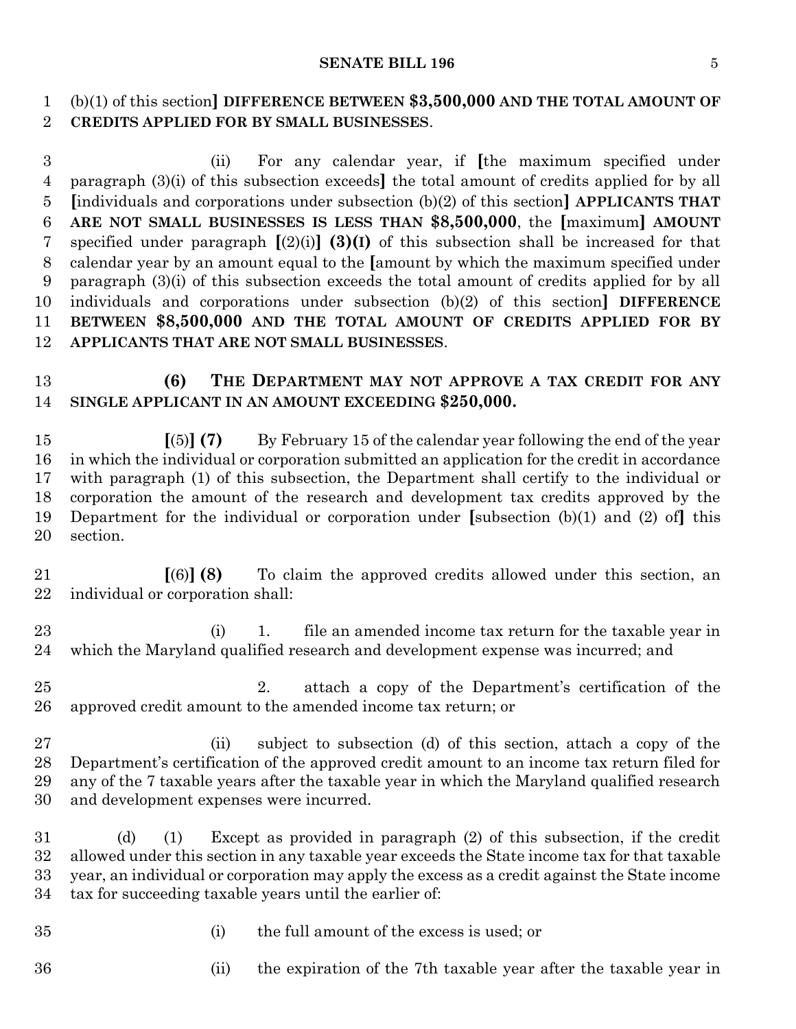(b)(1) of this section**]** **DIFFERENCE BETWEEN $3,500,000 AND THE TOTAL AMOUNT OF CREDITS APPLIED FOR BY SMALL BUSINESSES**.

(ii) For any calendar year, if **[**the maximum specified under paragraph (3)(i) of this subsection exceeds**]** the total amount of credits applied for by all **[**individuals and corporations under subsection (b)(2) of this section**]** **APPLICANTS THAT ARE NOT SMALL BUSINESSES IS LESS THAN $8,500,000**, the **[**maximum**]** **AMOUNT** specified under paragraph **[**(2)(i)**]** **(3)(I)** of this subsection shall be increased for that calendar year by an amount equal to the **[**amount by which the maximum specified under paragraph (3)(i) of this subsection exceeds the total amount of credits applied for by all individuals and corporations under subsection (b)(2) of this section**]** **DIFFERENCE BETWEEN $8,500,000 AND THE TOTAL AMOUNT OF CREDITS APPLIED FOR BY APPLICANTS THAT ARE NOT SMALL BUSINESSES**.

**(6) THE DEPARTMENT MAY NOT APPROVE A TAX CREDIT FOR ANY SINGLE APPLICANT IN AN AMOUNT EXCEEDING $250,000.**

**[**(5)**]** **(7)** By February 15 of the calendar year following the end of the year in which the individual or corporation submitted an application for the credit in accordance with paragraph (1) of this subsection, the Department shall certify to the individual or corporation the amount of the research and development tax credits approved by the Department for the individual or corporation under **[**subsection (b)(1) and (2) of**]** this section.

**[**(6)**]** **(8)** To claim the approved credits allowed under this section, an individual or corporation shall:

(i) 1. file an amended income tax return for the taxable year in which the Maryland qualified research and development expense was incurred; and

2. attach a copy of the Department's certification of the approved credit amount to the amended income tax return; or

(ii) subject to subsection (d) of this section, attach a copy of the Department's certification of the approved credit amount to an income tax return filed for any of the 7 taxable years after the taxable year in which the Maryland qualified research and development expenses were incurred.

(d) (1) Except as provided in paragraph (2) of this subsection, if the credit allowed under this section in any taxable year exceeds the State income tax for that taxable year, an individual or corporation may apply the excess as a credit against the State income tax for succeeding taxable years until the earlier of:

(i) the full amount of the excess is used; or

(ii) the expiration of the 7th taxable year after the taxable year in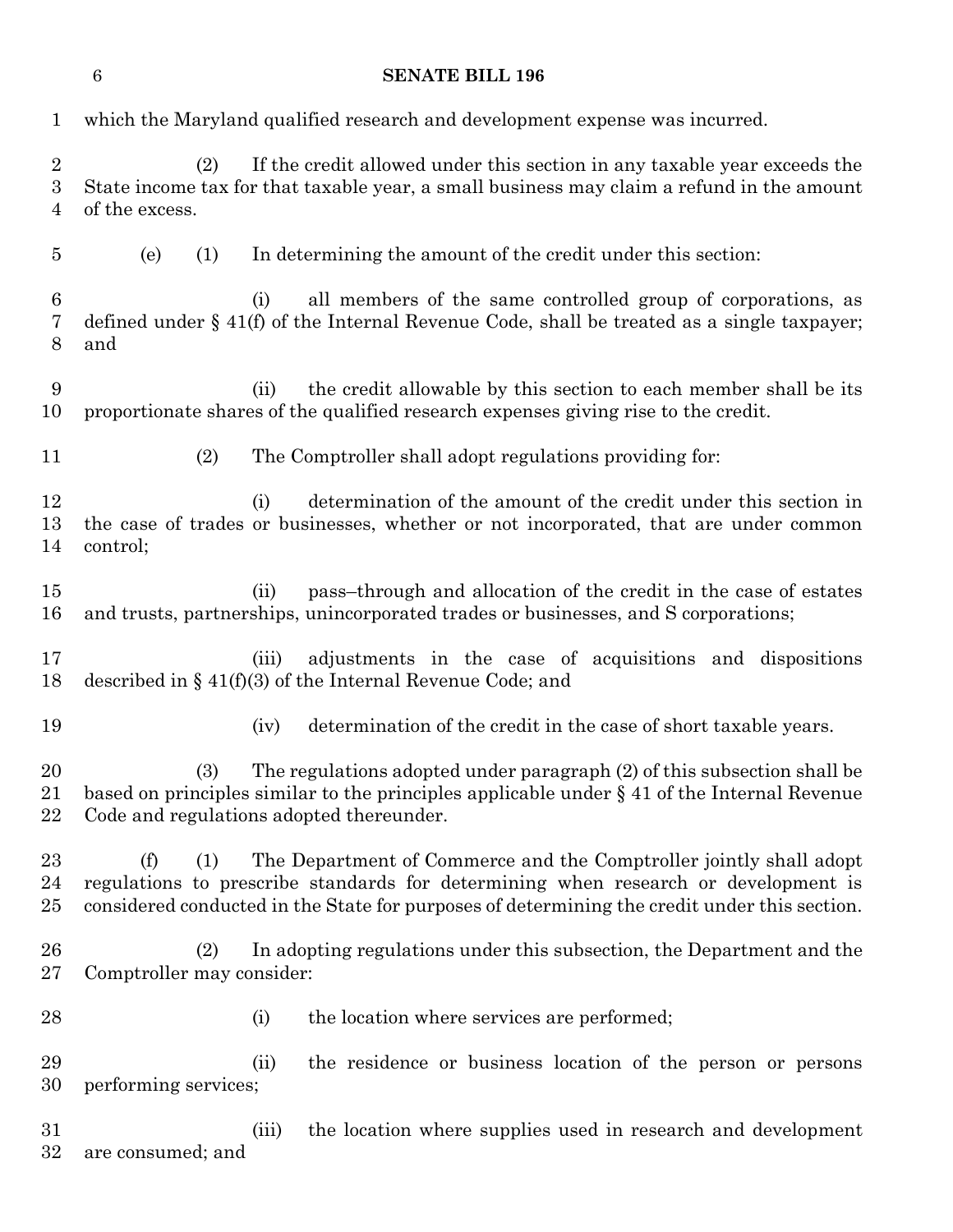which the Maryland qualified research and development expense was incurred.

(2) If the credit allowed under this section in any taxable year exceeds the State income tax for that taxable year, a small business may claim a refund in the amount of the excess.

(e) (1) In determining the amount of the credit under this section:

(i) all members of the same controlled group of corporations, as defined under § 41(f) of the Internal Revenue Code, shall be treated as a single taxpayer; and

(ii) the credit allowable by this section to each member shall be its proportionate shares of the qualified research expenses giving rise to the credit.

(2) The Comptroller shall adopt regulations providing for:

(i) determination of the amount of the credit under this section in the case of trades or businesses, whether or not incorporated, that are under common control;

(ii) pass–through and allocation of the credit in the case of estates and trusts, partnerships, unincorporated trades or businesses, and S corporations;

(iii) adjustments in the case of acquisitions and dispositions described in § 41(f)(3) of the Internal Revenue Code; and

(iv) determination of the credit in the case of short taxable years.

(3) The regulations adopted under paragraph (2) of this subsection shall be based on principles similar to the principles applicable under § 41 of the Internal Revenue Code and regulations adopted thereunder.

(f) (1) The Department of Commerce and the Comptroller jointly shall adopt regulations to prescribe standards for determining when research or development is considered conducted in the State for purposes of determining the credit under this section.

(2) In adopting regulations under this subsection, the Department and the Comptroller may consider:

(i) the location where services are performed;

(ii) the residence or business location of the person or persons performing services;

(iii) the location where supplies used in research and development are consumed; and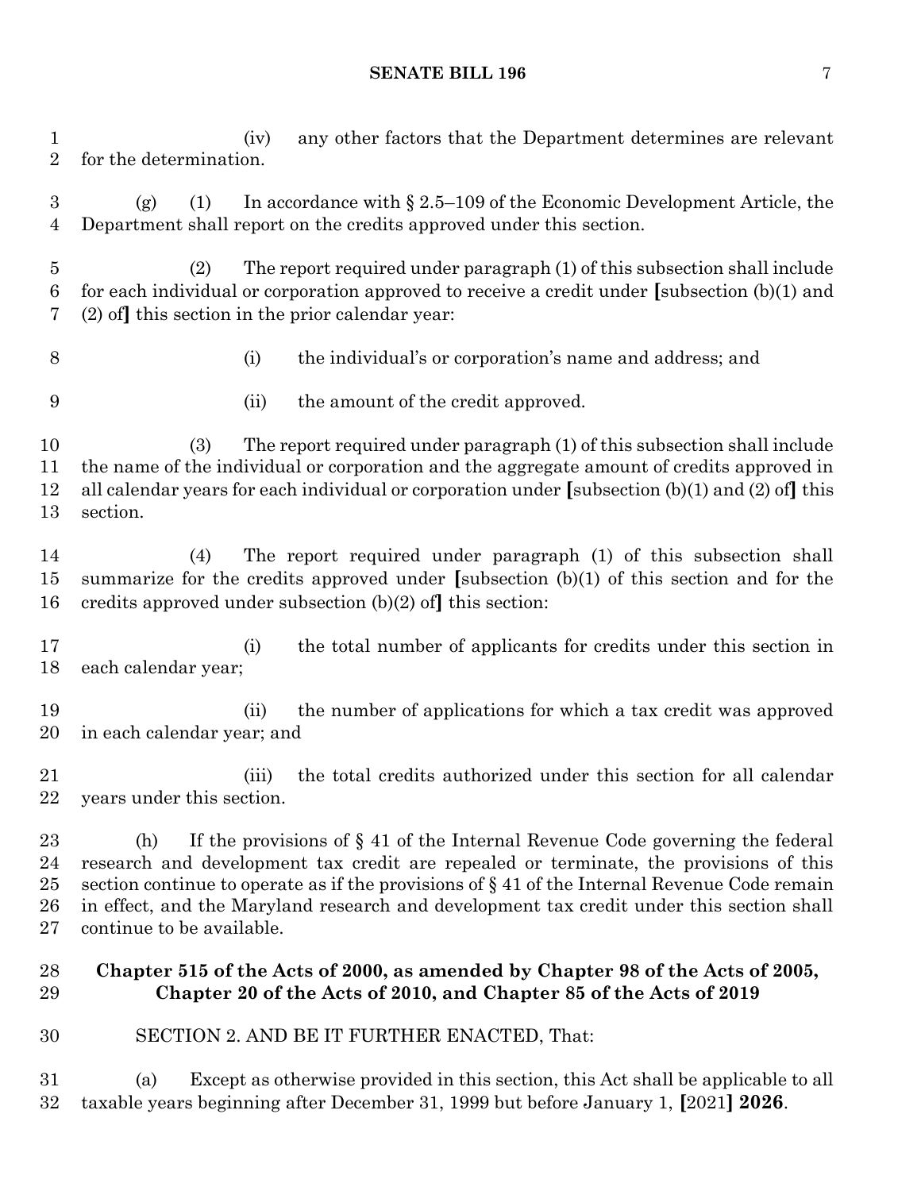(iv) any other factors that the Department determines are relevant for the determination.

(g) (1) In accordance with § 2.5–109 of the Economic Development Article, the Department shall report on the credits approved under this section.

(2) The report required under paragraph (1) of this subsection shall include for each individual or corporation approved to receive a credit under **[**subsection (b)(1) and (2) of**]** this section in the prior calendar year:

(i) the individual's or corporation's name and address; and

(ii) the amount of the credit approved.

(3) The report required under paragraph (1) of this subsection shall include the name of the individual or corporation and the aggregate amount of credits approved in all calendar years for each individual or corporation under **[**subsection (b)(1) and (2) of**]** this section.

(4) The report required under paragraph (1) of this subsection shall summarize for the credits approved under **[**subsection (b)(1) of this section and for the credits approved under subsection (b)(2) of**]** this section:

(i) the total number of applicants for credits under this section in each calendar year;

(ii) the number of applications for which a tax credit was approved in each calendar year; and

(iii) the total credits authorized under this section for all calendar years under this section.

(h) If the provisions of § 41 of the Internal Revenue Code governing the federal research and development tax credit are repealed or terminate, the provisions of this section continue to operate as if the provisions of § 41 of the Internal Revenue Code remain in effect, and the Maryland research and development tax credit under this section shall continue to be available.

**Chapter 515 of the Acts of 2000, as amended by Chapter 98 of the Acts of 2005, Chapter 20 of the Acts of 2010, and Chapter 85 of the Acts of 2019**

SECTION 2. AND BE IT FURTHER ENACTED, That:

(a) Except as otherwise provided in this section, this Act shall be applicable to all taxable years beginning after December 31, 1999 but before January 1, **[**2021**]** **2026**.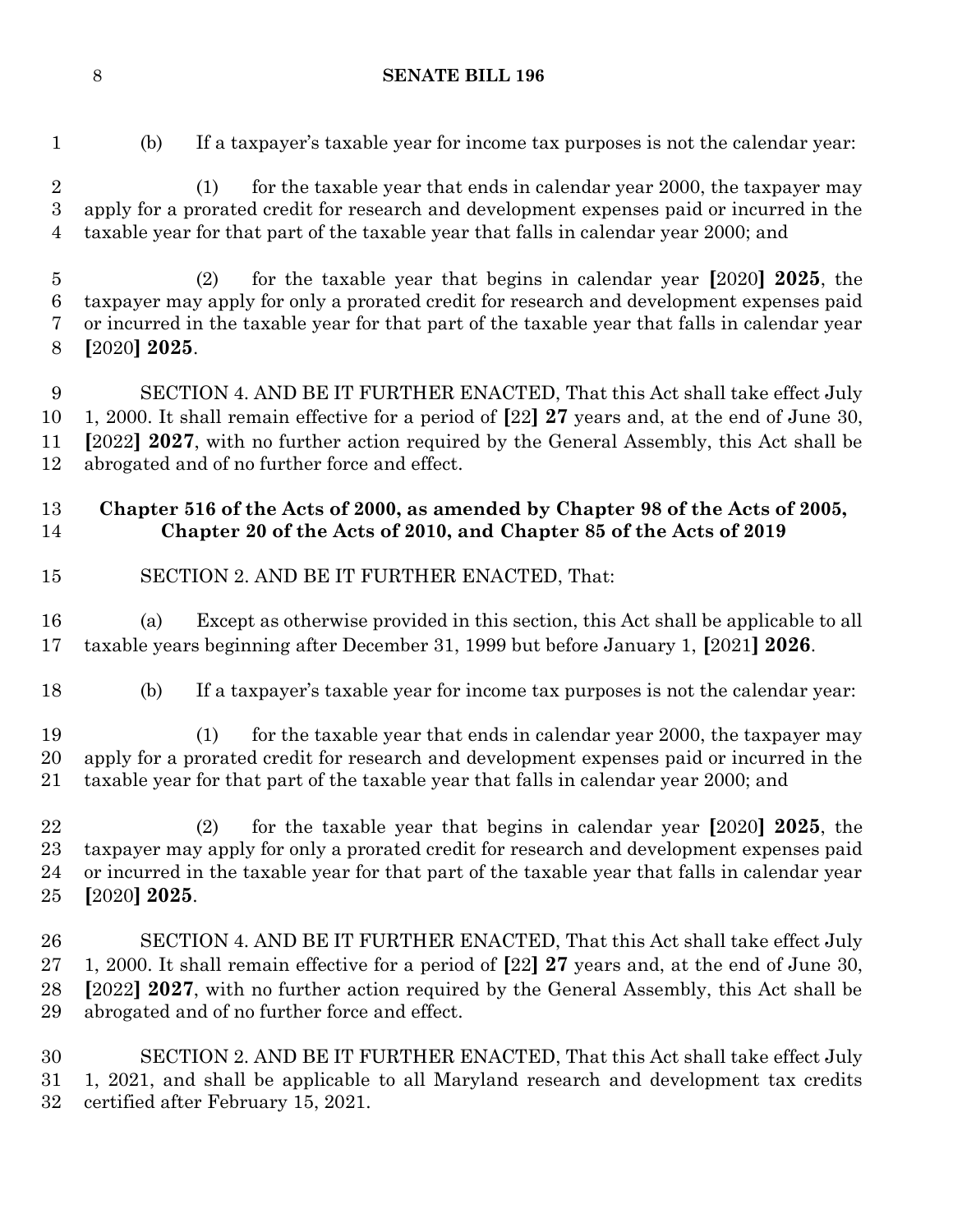(b) If a taxpayer's taxable year for income tax purposes is not the calendar year:

(1) for the taxable year that ends in calendar year 2000, the taxpayer may apply for a prorated credit for research and development expenses paid or incurred in the taxable year for that part of the taxable year that falls in calendar year 2000; and

(2) for the taxable year that begins in calendar year **[**2020**] 2025**, the taxpayer may apply for only a prorated credit for research and development expenses paid or incurred in the taxable year for that part of the taxable year that falls in calendar year **[**2020**] 2025**.

SECTION 4. AND BE IT FURTHER ENACTED, That this Act shall take effect July 1, 2000. It shall remain effective for a period of **[**22**] 27** years and, at the end of June 30, **[**2022**] 2027**, with no further action required by the General Assembly, this Act shall be abrogated and of no further force and effect.

**Chapter 516 of the Acts of 2000, as amended by Chapter 98 of the Acts of 2005, Chapter 20 of the Acts of 2010, and Chapter 85 of the Acts of 2019**

SECTION 2. AND BE IT FURTHER ENACTED, That:

(a) Except as otherwise provided in this section, this Act shall be applicable to all taxable years beginning after December 31, 1999 but before January 1, **[**2021**] 2026**.

(b) If a taxpayer's taxable year for income tax purposes is not the calendar year:

(1) for the taxable year that ends in calendar year 2000, the taxpayer may apply for a prorated credit for research and development expenses paid or incurred in the taxable year for that part of the taxable year that falls in calendar year 2000; and

(2) for the taxable year that begins in calendar year **[**2020**] 2025**, the taxpayer may apply for only a prorated credit for research and development expenses paid or incurred in the taxable year for that part of the taxable year that falls in calendar year **[**2020**] 2025**.

SECTION 4. AND BE IT FURTHER ENACTED, That this Act shall take effect July 1, 2000. It shall remain effective for a period of **[**22**] 27** years and, at the end of June 30, **[**2022**] 2027**, with no further action required by the General Assembly, this Act shall be abrogated and of no further force and effect.

SECTION 2. AND BE IT FURTHER ENACTED, That this Act shall take effect July 1, 2021, and shall be applicable to all Maryland research and development tax credits certified after February 15, 2021.